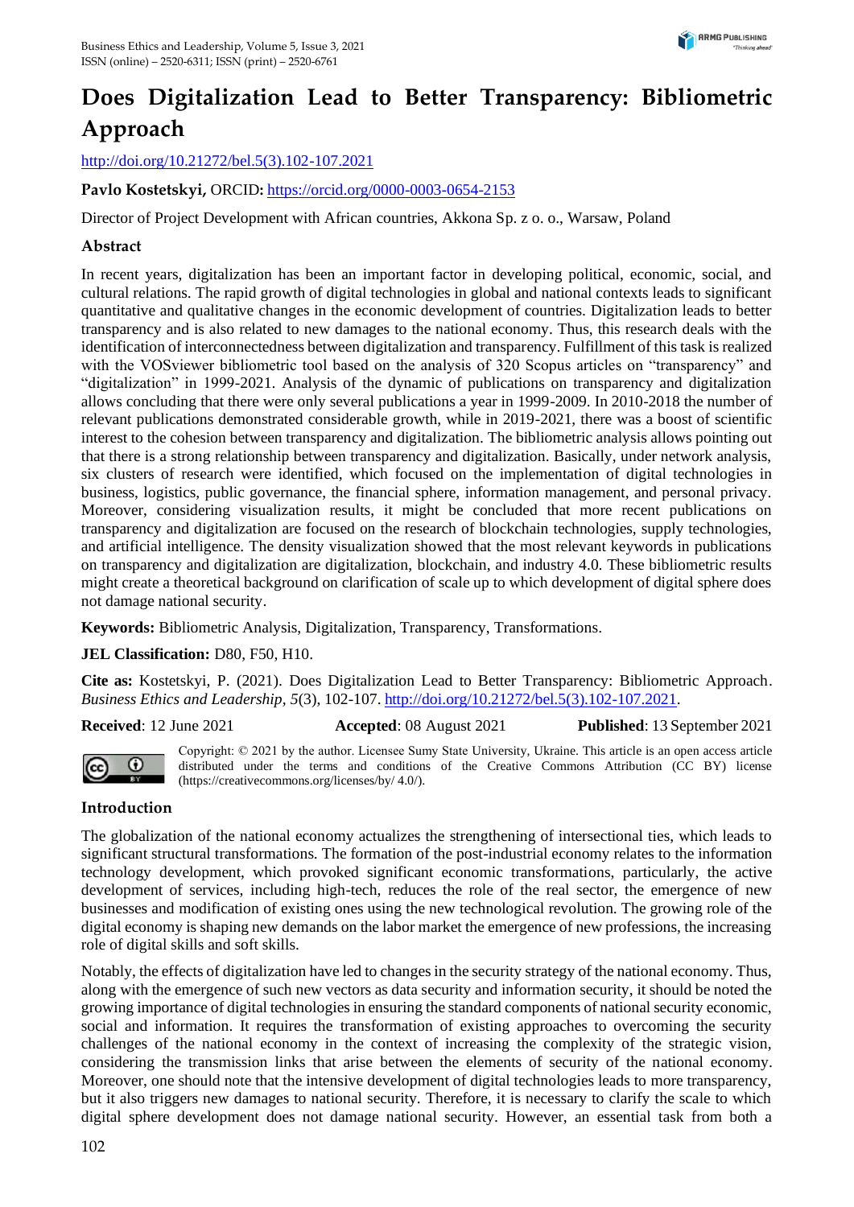# Does Digitalization Lead to Better Transparency: Bibliometric Approach

http://doi.org/10.21272/bel.5(3).102-107.2021

**Pavlo Kostetskyi,** ORCID: https://orcid.org/0000-0003-0654-2153

Director of Project Development with African countries, Akkona Sp. z o. o., Warsaw, Poland

## Abstract

In recent years, digitalization has been an important factor in developing political, economic, social, and cultural relations. The rapid growth of digital technologies in global and national contexts leads to significant quantitative and qualitative changes in the economic development of countries. Digitalization leads to better transparency and is also related to new damages to the national economy. Thus, this research deals with the identification of interconnectedness between digitalization and transparency. Fulfillment of this task is realized with the VOSviewer bibliometric tool based on the analysis of 320 Scopus articles on "transparency" and "digitalization" in 1999-2021. Analysis of the dynamic of publications on transparency and digitalization allows concluding that there were only several publications a year in 1999-2009. In 2010-2018 the number of relevant publications demonstrated considerable growth, while in 2019-2021, there was a boost of scientific interest to the cohesion between transparency and digitalization. The bibliometric analysis allows pointing out that there is a strong relationship between transparency and digitalization. Basically, under network analysis, six clusters of research were identified, which focused on the implementation of digital technologies in business, logistics, public governance, the financial sphere, information management, and personal privacy. Moreover, considering visualization results, it might be concluded that more recent publications on transparency and digitalization are focused on the research of blockchain technologies, supply technologies, and artificial intelligence. The density visualization showed that the most relevant keywords in publications on transparency and digitalization are digitalization, blockchain, and industry 4.0. These bibliometric results might create a theoretical background on clarification of scale up to which development of digital sphere does not damage national security.

**Keywords:** Bibliometric Analysis, Digitalization, Transparency, Transformations.

**JEL Classification:** D80, F50, H10.

**Cite as:** Kostetskyi, P. (2021). Does Digitalization Lead to Better Transparency: Bibliometric Approach. *Business Ethics and Leadership, 5*(3), 102-107. http://doi.org/10.21272/bel.5(3).102-107.2021.

**Received**: 12 June 2021 **Accepted**: 08 August 2021 **Published**: 13 September 2021

Copyright: © 2021 by the author. Licensee Sumy State University, Ukraine. This article is an open access article distributed under the terms and conditions of the Creative Commons Attribution (CC BY) license (https://creativecommons.org/licenses/by/ 4.0/).

## Introduction

The globalization of the national economy actualizes the strengthening of intersectional ties, which leads to significant structural transformations. The formation of the post-industrial economy relates to the information technology development, which provoked significant economic transformations, particularly, the active development of services, including high-tech, reduces the role of the real sector, the emergence of new businesses and modification of existing ones using the new technological revolution. The growing role of the digital economy is shaping new demands on the labor market the emergence of new professions, the increasing role of digital skills and soft skills.

Notably, the effects of digitalization have led to changes in the security strategy of the national economy. Thus, along with the emergence of such new vectors as data security and information security, it should be noted the growing importance of digital technologies in ensuring the standard components of national security economic, social and information. It requires the transformation of existing approaches to overcoming the security challenges of the national economy in the context of increasing the complexity of the strategic vision, considering the transmission links that arise between the elements of security of the national economy. Moreover, one should note that the intensive development of digital technologies leads to more transparency, but it also triggers new damages to national security. Therefore, it is necessary to clarify the scale to which digital sphere development does not damage national security. However, an essential task from both a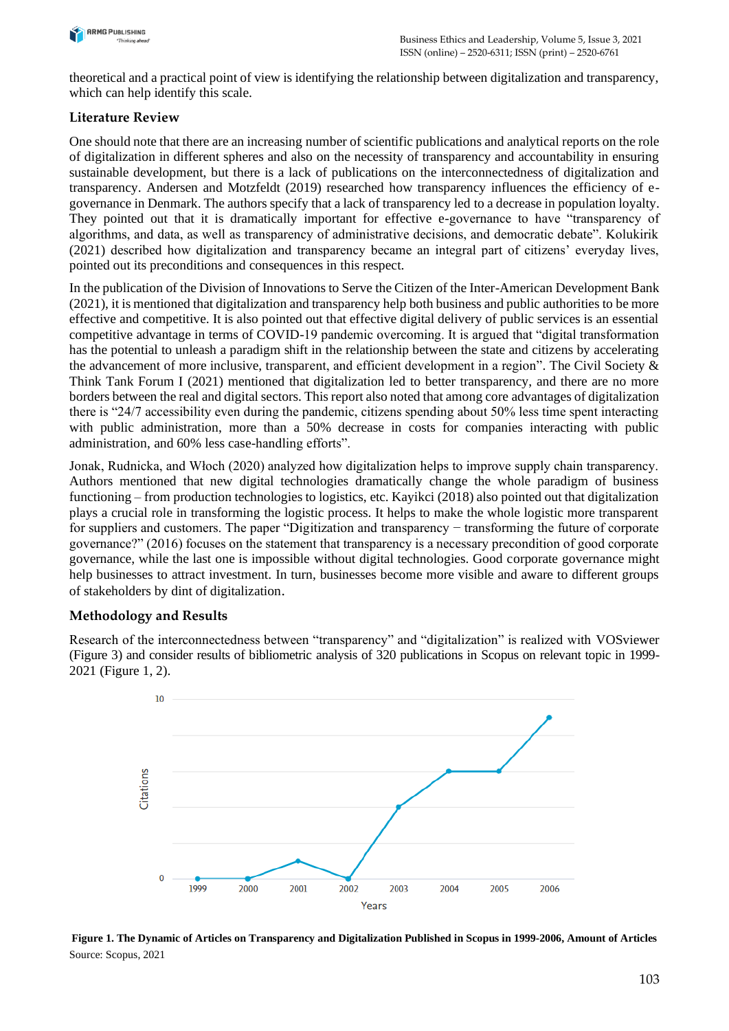theoretical and a practical point of view is identifying the relationship between digitalization and transparency, which can help identify this scale.

## Literature Review

One should note that there are an increasing number of scientific publications and analytical reports on the role of digitalization in different spheres and also on the necessity of transparency and accountability in ensuring sustainable development, but there is a lack of publications on the interconnectedness of digitalization and transparency. Andersen and Motzfeldt (2019) researched how transparency influences the efficiency of e-governance in Denmark. The authors specify that a lack of transparency led to a decrease in population loyalty. They pointed out that it is dramatically important for effective e-governance to have "transparency of algorithms, and data, as well as transparency of administrative decisions, and democratic debate". Kolukirik (2021) described how digitalization and transparency became an integral part of citizens' everyday lives, pointed out its preconditions and consequences in this respect.

In the publication of the Division of Innovations to Serve the Citizen of the Inter-American Development Bank (2021), it is mentioned that digitalization and transparency help both business and public authorities to be more effective and competitive. It is also pointed out that effective digital delivery of public services is an essential competitive advantage in terms of COVID-19 pandemic overcoming. It is argued that "digital transformation has the potential to unleash a paradigm shift in the relationship between the state and citizens by accelerating the advancement of more inclusive, transparent, and efficient development in a region". The Civil Society & Think Tank Forum I (2021) mentioned that digitalization led to better transparency, and there are no more borders between the real and digital sectors. This report also noted that among core advantages of digitalization there is "24/7 accessibility even during the pandemic, citizens spending about 50% less time spent interacting with public administration, more than a 50% decrease in costs for companies interacting with public administration, and 60% less case-handling efforts".

Jonak, Rudnicka, and Włoch (2020) analyzed how digitalization helps to improve supply chain transparency. Authors mentioned that new digital technologies dramatically change the whole paradigm of business functioning – from production technologies to logistics, etc. Kayikci (2018) also pointed out that digitalization plays a crucial role in transforming the logistic process. It helps to make the whole logistic more transparent for suppliers and customers. The paper "Digitization and transparency − transforming the future of corporate governance?" (2016) focuses on the statement that transparency is a necessary precondition of good corporate governance, while the last one is impossible without digital technologies. Good corporate governance might help businesses to attract investment. In turn, businesses become more visible and aware to different groups of stakeholders by dint of digitalization.

## Methodology and Results

Research of the interconnectedness between "transparency" and "digitalization" is realized with VOSviewer (Figure 3) and consider results of bibliometric analysis of 320 publications in Scopus on relevant topic in 1999-2021 (Figure 1, 2).

**Figure 1. The Dynamic of Articles on Transparency and Digitalization Published in Scopus in 1999-2006, Amount of Articles**

Source: Scopus, 2021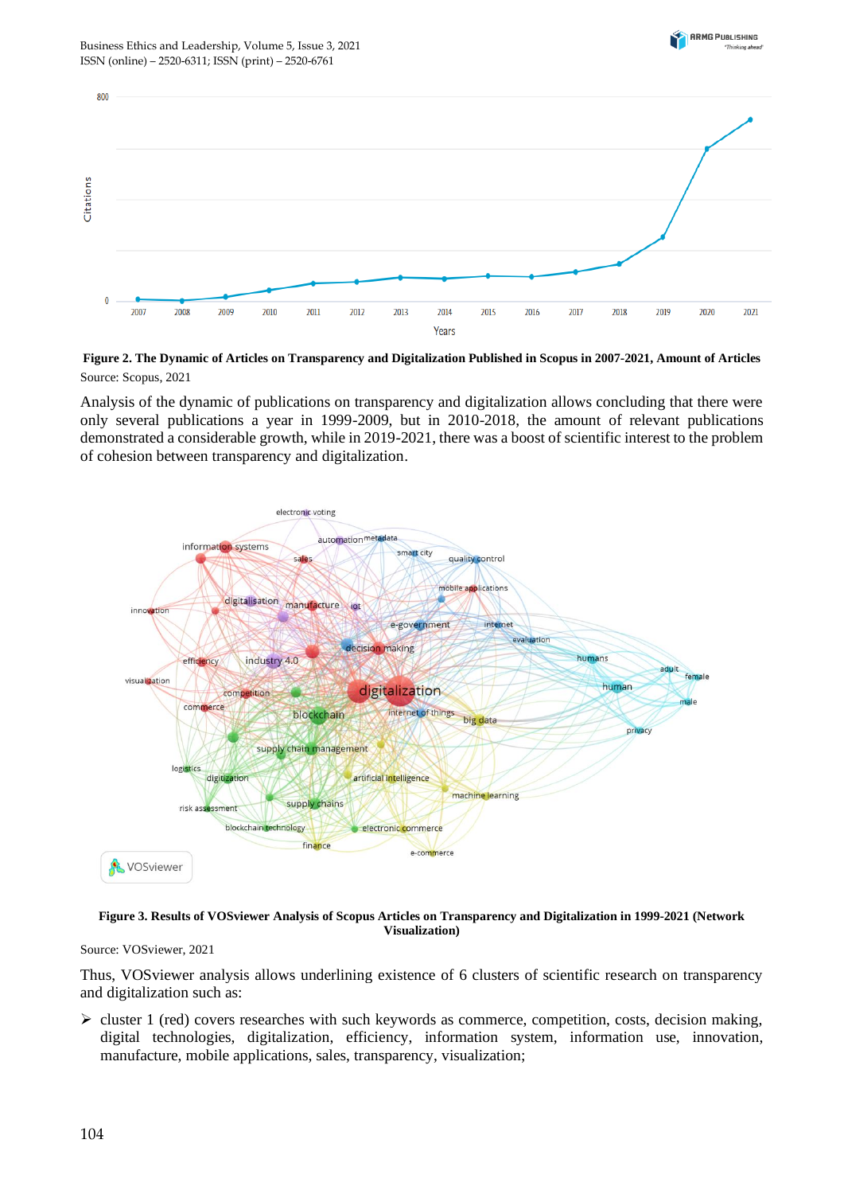**Figure 2. The Dynamic of Articles on Transparency and Digitalization Published in Scopus in 2007-2021, Amount of Articles**

Source: Scopus, 2021

Analysis of the dynamic of publications on transparency and digitalization allows concluding that there were only several publications a year in 1999-2009, but in 2010-2018, the amount of relevant publications demonstrated a considerable growth, while in 2019-2021, there was a boost of scientific interest to the problem of cohesion between transparency and digitalization.

**Figure 3. Results of VOSviewer Analysis of Scopus Articles on Transparency and Digitalization in 1999-2021 (Network Visualization)**

Source: VOSviewer, 2021

Thus, VOSviewer analysis allows underlining existence of 6 clusters of scientific research on transparency and digitalization such as:

- cluster 1 (red) covers researches with such keywords as commerce, competition, costs, decision making, digital technologies, digitalization, efficiency, information system, information use, innovation, manufacture, mobile applications, sales, transparency, visualization;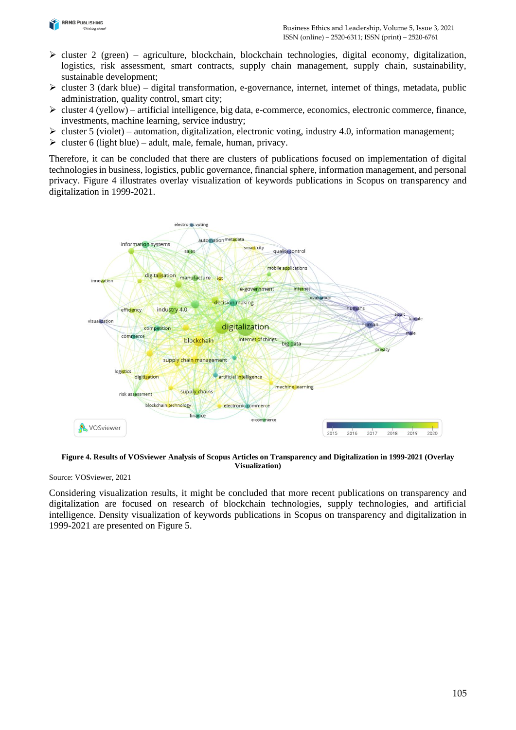- cluster 2 (green) – agriculture, blockchain, blockchain technologies, digital economy, digitalization, logistics, risk assessment, smart contracts, supply chain management, supply chain, sustainability, sustainable development;
- cluster 3 (dark blue) – digital transformation, e-governance, internet, internet of things, metadata, public administration, quality control, smart city;
- cluster 4 (yellow) – artificial intelligence, big data, e-commerce, economics, electronic commerce, finance, investments, machine learning, service industry;
- cluster 5 (violet) – automation, digitalization, electronic voting, industry 4.0, information management;
- cluster 6 (light blue) – adult, male, female, human, privacy.

Therefore, it can be concluded that there are clusters of publications focused on implementation of digital technologies in business, logistics, public governance, financial sphere, information management, and personal privacy. Figure 4 illustrates overlay visualization of keywords publications in Scopus on transparency and digitalization in 1999-2021.

**Figure 4. Results of VOSviewer Analysis of Scopus Articles on Transparency and Digitalization in 1999-2021 (Overlay Visualization)**

Source: VOSviewer, 2021

Considering visualization results, it might be concluded that more recent publications on transparency and digitalization are focused on research of blockchain technologies, supply technologies, and artificial intelligence. Density visualization of keywords publications in Scopus on transparency and digitalization in 1999-2021 are presented on Figure 5.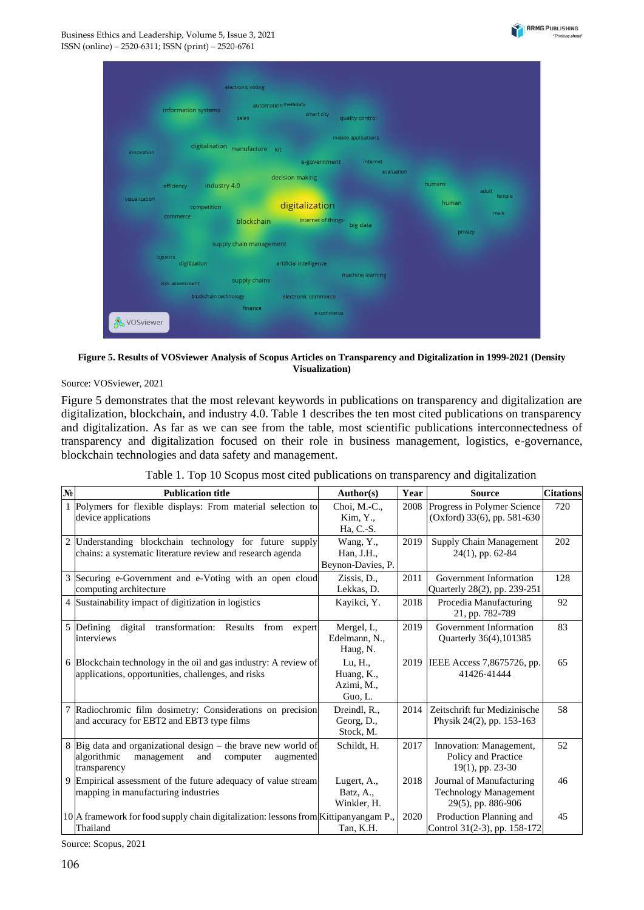**Figure 5. Results of VOSviewer Analysis of Scopus Articles on Transparency and Digitalization in 1999-2021 (Density Visualization)**

Source: VOSviewer, 2021

Figure 5 demonstrates that the most relevant keywords in publications on transparency and digitalization are digitalization, blockchain, and industry 4.0. Table 1 describes the ten most cited publications on transparency and digitalization. As far as we can see from the table, most scientific publications interconnectedness of transparency and digitalization focused on their role in business management, logistics, e-governance, blockchain technologies and data safety and management.

Table 1. Top 10 Scopus most cited publications on transparency and digitalization

| № | Publication title | Author(s) | Year | Source | Citations |
|---|---|---|---|---|---|
| 1 | Polymers for flexible displays: From material selection to device applications | Choi, M.-C., Kim, Y., Ha, C.-S. | 2008 | Progress in Polymer Science (Oxford) 33(6), pp. 581-630 | 720 |
| 2 | Understanding blockchain technology for future supply chains: a systematic literature review and research agenda | Wang, Y., Han, J.H., Beynon-Davies, P. | 2019 | Supply Chain Management 24(1), pp. 62-84 | 202 |
| 3 | Securing e-Government and e-Voting with an open cloud computing architecture | Zissis, D., Lekkas, D. | 2011 | Government Information Quarterly 28(2), pp. 239-251 | 128 |
| 4 | Sustainability impact of digitization in logistics | Kayikci, Y. | 2018 | Procedia Manufacturing 21, pp. 782-789 | 92 |
| 5 | Defining digital transformation: Results from expert interviews | Mergel, I., Edelmann, N., Haug, N. | 2019 | Government Information Quarterly 36(4),101385 | 83 |
| 6 | Blockchain technology in the oil and gas industry: A review of applications, opportunities, challenges, and risks | Lu, H., Huang, K., Azimi, M., Guo, L. | 2019 | IEEE Access 7,8675726, pp. 41426-41444 | 65 |
| 7 | Radiochromic film dosimetry: Considerations on precision and accuracy for EBT2 and EBT3 type films | Dreindl, R., Georg, D., Stock, M. | 2014 | Zeitschrift fur Medizinische Physik 24(2), pp. 153-163 | 58 |
| 8 | Big data and organizational design – the brave new world of algorithmic management and computer augmented transparency | Schildt, H. | 2017 | Innovation: Management, Policy and Practice 19(1), pp. 23-30 | 52 |
| 9 | Empirical assessment of the future adequacy of value stream mapping in manufacturing industries | Lugert, A., Batz, A., Winkler, H. | 2018 | Journal of Manufacturing Technology Management 29(5), pp. 886-906 | 46 |
| 10 | A framework for food supply chain digitalization: lessons from Thailand | Kittipanyangam P., Tan, K.H. | 2020 | Production Planning and Control 31(2-3), pp. 158-172 | 45 |

Source: Scopus, 2021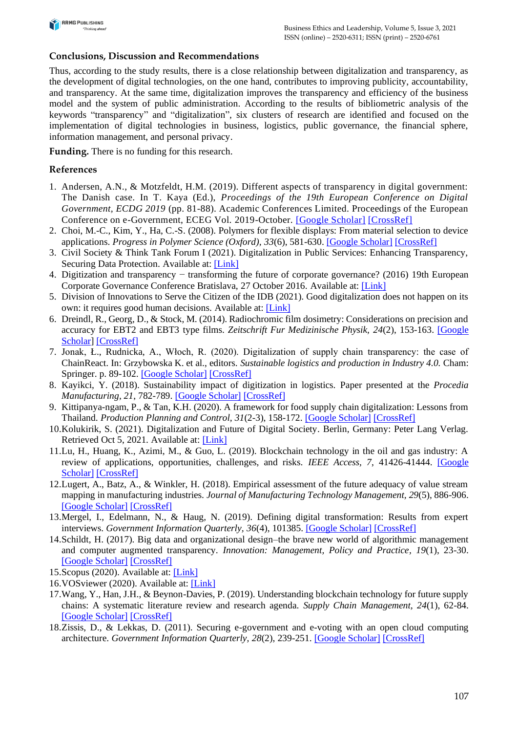### Conclusions, Discussion and Recommendations

Thus, according to the study results, there is a close relationship between digitalization and transparency, as the development of digital technologies, on the one hand, contributes to improving publicity, accountability, and transparency. At the same time, digitalization improves the transparency and efficiency of the business model and the system of public administration. According to the results of bibliometric analysis of the keywords "transparency" and "digitalization", six clusters of research are identified and focused on the implementation of digital technologies in business, logistics, public governance, the financial sphere, information management, and personal privacy.

**Funding.** There is no funding for this research.

### References

1. Andersen, A.N., & Motzfeldt, H.M. (2019). Different aspects of transparency in digital government: The Danish case. In T. Kaya (Ed.), *Proceedings of the 19th European Conference on Digital Government, ECDG 2019* (pp. 81-88). Academic Conferences Limited. Proceedings of the European Conference on e-Government, ECEG Vol. 2019-October. [Google Scholar] [CrossRef]
2. Choi, M.-C., Kim, Y., Ha, C.-S. (2008). Polymers for flexible displays: From material selection to device applications. *Progress in Polymer Science (Oxford)*, *33*(6), 581-630. [Google Scholar] [CrossRef]
3. Civil Society & Think Tank Forum I (2021). Digitalization in Public Services: Enhancing Transparency, Securing Data Protection. Available at: [Link]
4. Digitization and transparency − transforming the future of corporate governance? (2016) 19th European Corporate Governance Conference Bratislava, 27 October 2016. Available at: [Link]
5. Division of Innovations to Serve the Citizen of the IDB (2021). Good digitalization does not happen on its own: it requires good human decisions. Available at: [Link]
6. Dreindl, R., Georg, D., & Stock, M. (2014). Radiochromic film dosimetry: Considerations on precision and accuracy for EBT2 and EBT3 type films. *Zeitschrift Fur Medizinische Physik, 24*(2), 153-163. [Google Scholar] [CrossRef]
7. Jonak, Ł., Rudnicka, A., Włoch, R. (2020). Digitalization of supply chain transparency: the case of ChainReact. In: Grzybowska K. et al., editors. *Sustainable logistics and production in Industry 4.0.* Cham: Springer. p. 89-102. [Google Scholar] [CrossRef]
8. Kayikci, Y. (2018). Sustainability impact of digitization in logistics. Paper presented at the *Procedia Manufacturing*, *21*, 782-789. [Google Scholar] [CrossRef]
9. Kittipanya-ngam, P., & Tan, K.H. (2020). A framework for food supply chain digitalization: Lessons from Thailand. *Production Planning and Control, 31*(2-3), 158-172. [Google Scholar] [CrossRef]
10. Kolukirik, S. (2021). Digitalization and Future of Digital Society. Berlin, Germany: Peter Lang Verlag. Retrieved Oct 5, 2021. Available at: [Link]
11. Lu, H., Huang, K., Azimi, M., & Guo, L. (2019). Blockchain technology in the oil and gas industry: A review of applications, opportunities, challenges, and risks. *IEEE Access*, *7*, 41426-41444. [Google Scholar] [CrossRef]
12. Lugert, A., Batz, A., & Winkler, H. (2018). Empirical assessment of the future adequacy of value stream mapping in manufacturing industries. *Journal of Manufacturing Technology Management*, *29*(5), 886-906. [Google Scholar] [CrossRef]
13. Mergel, I., Edelmann, N., & Haug, N. (2019). Defining digital transformation: Results from expert interviews. *Government Information Quarterly*, *36*(4), 101385. [Google Scholar] [CrossRef]
14. Schildt, H. (2017). Big data and organizational design–the brave new world of algorithmic management and computer augmented transparency. *Innovation: Management, Policy and Practice*, *19*(1), 23-30. [Google Scholar] [CrossRef]
15. Scopus (2020). Available at: [Link]
16. VOSviewer (2020). Available at: [Link]
17. Wang, Y., Han, J.H., & Beynon-Davies, P. (2019). Understanding blockchain technology for future supply chains: A systematic literature review and research agenda. *Supply Chain Management*, *24*(1), 62-84. [Google Scholar] [CrossRef]
18. Zissis, D., & Lekkas, D. (2011). Securing e-government and e-voting with an open cloud computing architecture. *Government Information Quarterly*, *28*(2), 239-251. [Google Scholar] [CrossRef]